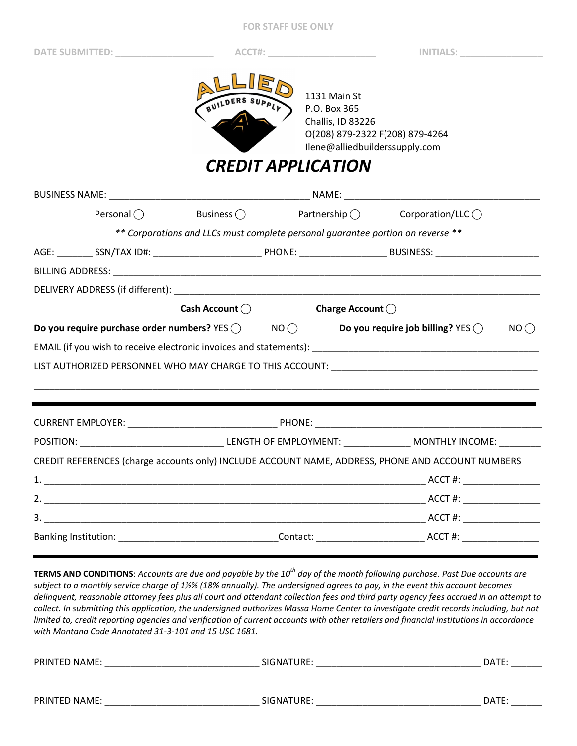FOR STAFF USE ONLY

DATE SUBMITTED: ___________________ ACCT#: _____________________ INITIALS: ________________

ALLIED BUILDERS SUPPLY

1131 Main St
P.O. Box 365
Challis, ID 83226
O(208) 879-2322 F(208) 879-4264
Ilene@alliedbuilderssupply.com

# *CREDIT APPLICATION*

BUSINESS NAME: ______________________________________ NAME: _____________________________________

Personal ◯ Business ◯ Partnership ◯ Corporation/LLC ◯

*** Corporations and LLCs must complete personal guarantee portion on reverse ***

AGE: _______ SSN/TAX ID#: ____________________ PHONE: ________________ BUSINESS: ___________________

BILLING ADDRESS: ___________________________________________________________________________________

DELIVERY ADDRESS (if different): ______________________________________________________________________

**Cash Account** ◯ **Charge Account** ◯

**Do you require purchase order numbers?** YES ◯ NO ◯ **Do you require job billing?** YES ◯ NO ◯

EMAIL (if you wish to receive electronic invoices and statements): _________________________________________

LIST AUTHORIZED PERSONNEL WHO MAY CHARGE TO THIS ACCOUNT: ______________________________________

_____________________________________________________________________________________________

---

CURRENT EMPLOYER: ____________________________ PHONE: __________________________________________

POSITION: ___________________________ LENGTH OF EMPLOYMENT: _____________ MONTHLY INCOME: ________

CREDIT REFERENCES (charge accounts only) INCLUDE ACCOUNT NAME, ADDRESS, PHONE AND ACCOUNT NUMBERS

1. _________________________________________________________________________ ACCT #: _______________

2. _________________________________________________________________________ ACCT #: _______________

3. _________________________________________________________________________ ACCT #: _______________

Banking Institution: ______________________________Contact: ____________________ ACCT #: _______________

---

**TERMS AND CONDITIONS**: *Accounts are due and payable by the 10th day of the month following purchase. Past Due accounts are subject to a monthly service charge of 1½% (18% annually). The undersigned agrees to pay, in the event this account becomes delinquent, reasonable attorney fees plus all court and attendant collection fees and third party agency fees accrued in an attempt to collect. In submitting this application, the undersigned authorizes Massa Home Center to investigate credit records including, but not limited to, credit reporting agencies and verification of current accounts with other retailers and financial institutions in accordance with Montana Code Annotated 31-3-101 and 15 USC 1681.*

PRINTED NAME: _____________________________ SIGNATURE: _______________________________ DATE: ______

PRINTED NAME: _____________________________ SIGNATURE: _______________________________ DATE: ______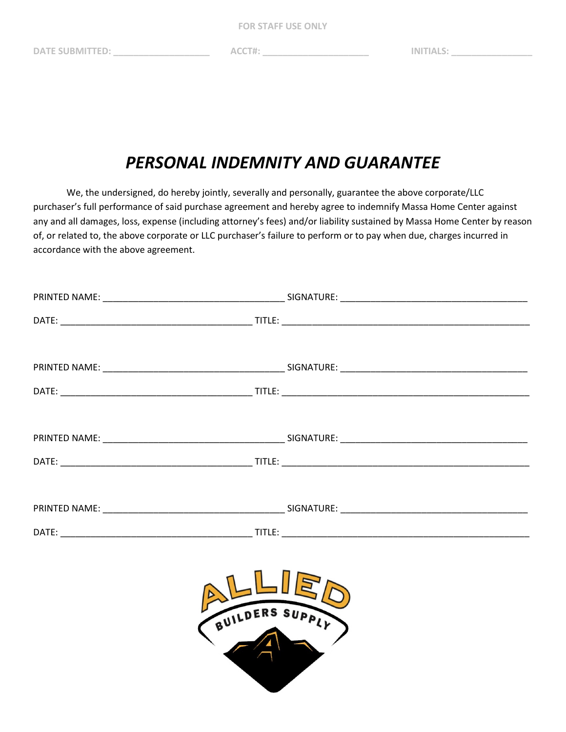FOR STAFF USE ONLY

DATE SUBMITTED: ____________________ ACCT#: ______________________ INITIALS: _________________

# *PERSONAL INDEMNITY AND GUARANTEE*

We, the undersigned, do hereby jointly, severally and personally, guarantee the above corporate/LLC purchaser's full performance of said purchase agreement and hereby agree to indemnify Massa Home Center against any and all damages, loss, expense (including attorney's fees) and/or liability sustained by Massa Home Center by reason of, or related to, the above corporate or LLC purchaser's failure to perform or to pay when due, charges incurred in accordance with the above agreement.

PRINTED NAME: ______________________________________ SIGNATURE: ______________________________________

DATE: ________________________________________ TITLE: ____________________________________________________

PRINTED NAME: ______________________________________ SIGNATURE: ______________________________________

DATE: ________________________________________ TITLE: ____________________________________________________

PRINTED NAME: ______________________________________ SIGNATURE: ______________________________________

DATE: ________________________________________ TITLE: ____________________________________________________

PRINTED NAME: ______________________________________ SIGNATURE: ______________________________________

DATE: ________________________________________ TITLE: ____________________________________________________

ALLIED BUILDERS SUPPLY